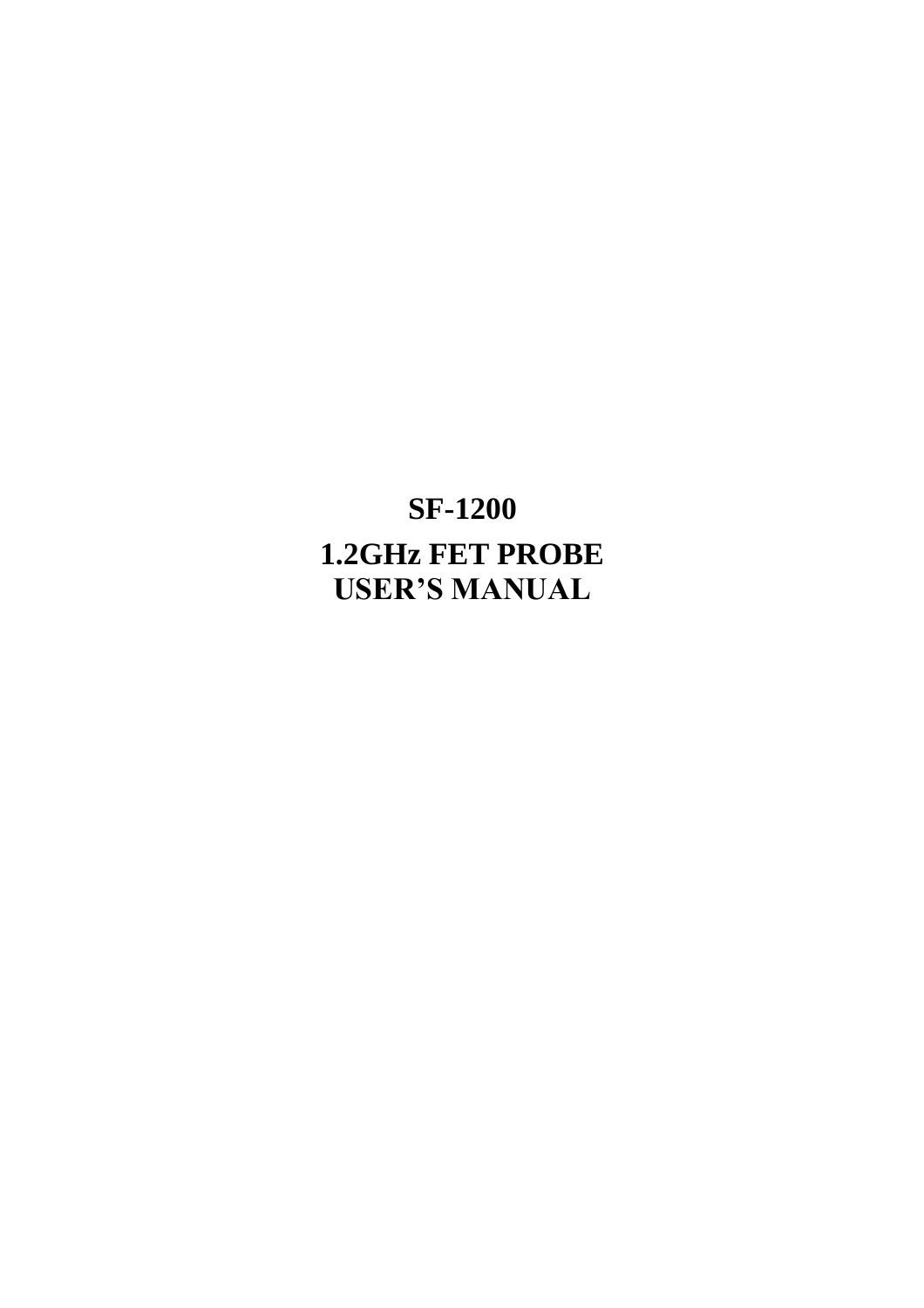# SF-1200

# 1.2GHz FET PROBE
# USER’S MANUAL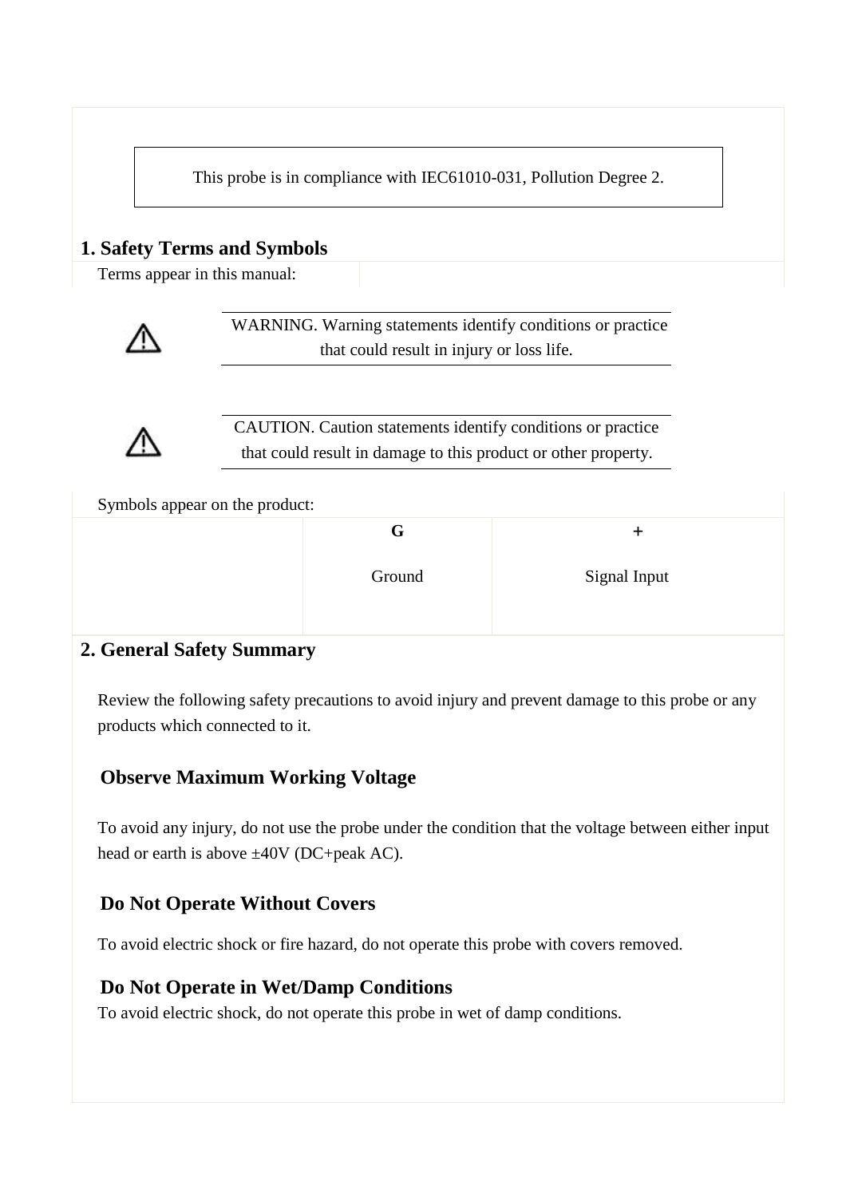This probe is in compliance with IEC61010-031, Pollution Degree 2.

## 1. Safety Terms and Symbols

Terms appear in this manual:

⚠ WARNING. Warning statements identify conditions or practice that could result in injury or loss life.

⚠ CAUTION. Caution statements identify conditions or practice that could result in damage to this product or other property.

Symbols appear on the product:

| | G | + |
|---|---|---|
| | Ground | Signal Input |

## 2. General Safety Summary

Review the following safety precautions to avoid injury and prevent damage to this probe or any products which connected to it.

### Observe Maximum Working Voltage

To avoid any injury, do not use the probe under the condition that the voltage between either input head or earth is above ±40V (DC+peak AC).

### Do Not Operate Without Covers

To avoid electric shock or fire hazard, do not operate this probe with covers removed.

### Do Not Operate in Wet/Damp Conditions

To avoid electric shock, do not operate this probe in wet of damp conditions.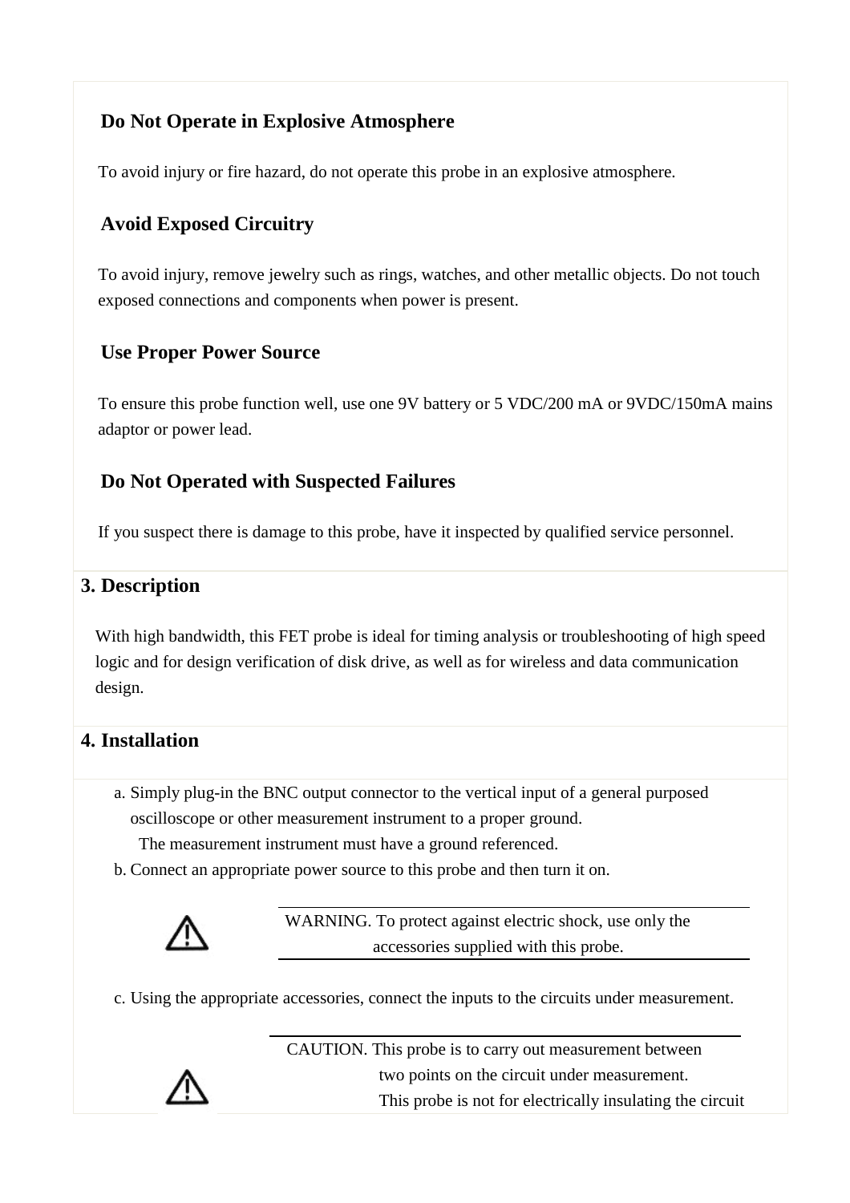### Do Not Operate in Explosive Atmosphere

To avoid injury or fire hazard, do not operate this probe in an explosive atmosphere.

### Avoid Exposed Circuitry

To avoid injury, remove jewelry such as rings, watches, and other metallic objects. Do not touch exposed connections and components when power is present.

### Use Proper Power Source

To ensure this probe function well, use one 9V battery or 5 VDC/200 mA or 9VDC/150mA mains adaptor or power lead.

### Do Not Operated with Suspected Failures

If you suspect there is damage to this probe, have it inspected by qualified service personnel.

## 3. Description

With high bandwidth, this FET probe is ideal for timing analysis or troubleshooting of high speed logic and for design verification of disk drive, as well as for wireless and data communication design.

## 4. Installation

a. Simply plug-in the BNC output connector to the vertical input of a general purposed oscilloscope or other measurement instrument to a proper ground.
   The measurement instrument must have a ground referenced.

b. Connect an appropriate power source to this probe and then turn it on.

⚠ WARNING. To protect against electric shock, use only the accessories supplied with this probe.

c. Using the appropriate accessories, connect the inputs to the circuits under measurement.

⚠ CAUTION. This probe is to carry out measurement between two points on the circuit under measurement. This probe is not for electrically insulating the circuit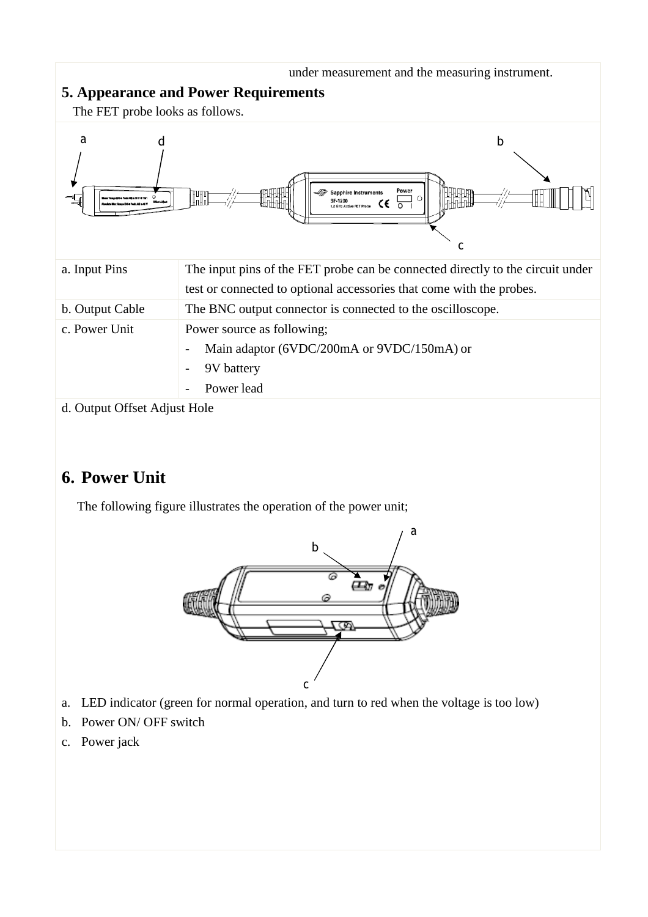under measurement and the measuring instrument.

## 5. Appearance and Power Requirements

The FET probe looks as follows.

| | |
|---|---|
| a. Input Pins | The input pins of the FET probe can be connected directly to the circuit under test or connected to optional accessories that come with the probes. |
| b. Output Cable | The BNC output connector is connected to the oscilloscope. |
| c. Power Unit | Power source as following;<br>- Main adaptor (6VDC/200mA or 9VDC/150mA) or<br>- 9V battery<br>- Power lead |
| d. Output Offset Adjust Hole | |

## 6. Power Unit

The following figure illustrates the operation of the power unit;

a. LED indicator (green for normal operation, and turn to red when the voltage is too low)
b. Power ON/ OFF switch
c. Power jack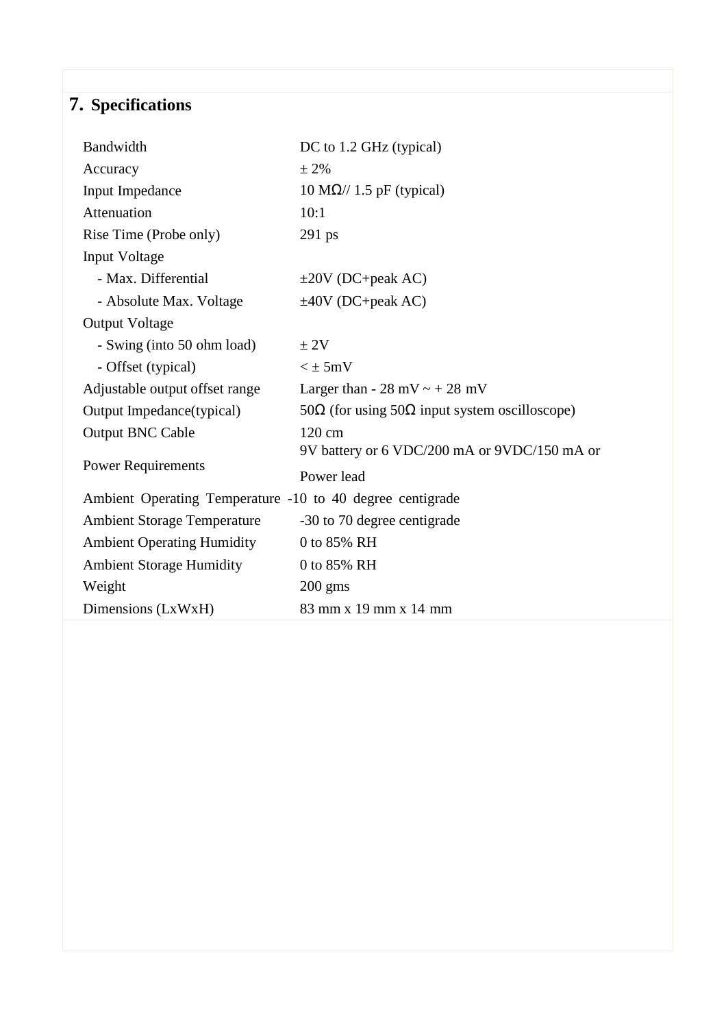## 7. Specifications

| | |
|---|---|
| Bandwidth | DC to 1.2 GHz (typical) |
| Accuracy | ± 2% |
| Input Impedance | 10 MΩ// 1.5 pF (typical) |
| Attenuation | 10:1 |
| Rise Time (Probe only) | 291 ps |
| Input Voltage | |
| - Max. Differential | ±20V (DC+peak AC) |
| - Absolute Max. Voltage | ±40V (DC+peak AC) |
| Output Voltage | |
| - Swing (into 50 ohm load) | ± 2V |
| - Offset (typical) | < ± 5mV |
| Adjustable output offset range | Larger than - 28 mV ~ + 28 mV |
| Output Impedance(typical) | 50Ω (for using 50Ω input system oscilloscope) |
| Output BNC Cable | 120 cm |
| Power Requirements | 9V battery or 6 VDC/200 mA or 9VDC/150 mA or Power lead |
| Ambient Operating Temperature | -10 to 40 degree centigrade |
| Ambient Storage Temperature | -30 to 70 degree centigrade |
| Ambient Operating Humidity | 0 to 85% RH |
| Ambient Storage Humidity | 0 to 85% RH |
| Weight | 200 gms |
| Dimensions (LxWxH) | 83 mm x 19 mm x 14 mm |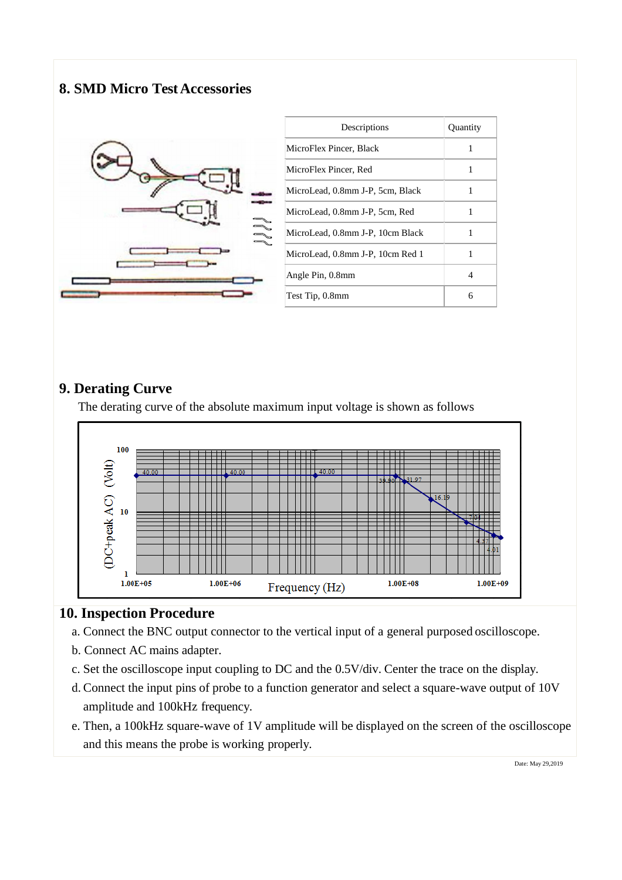## 8. SMD Micro Test Accessories

| Descriptions | Quantity |
|---|---|
| MicroFlex Pincer, Black | 1 |
| MicroFlex Pincer, Red | 1 |
| MicroLead, 0.8mm J-P, 5cm, Black | 1 |
| MicroLead, 0.8mm J-P, 5cm, Red | 1 |
| MicroLead, 0.8mm J-P, 10cm Black | 1 |
| MicroLead, 0.8mm J-P, 10cm Red 1 | 1 |
| Angle Pin, 0.8mm | 4 |
| Test Tip, 0.8mm | 6 |

## 9. Derating Curve

The derating curve of the absolute maximum input voltage is shown as follows

(DC+peak AC) (Volt)

100

10

1

40.00

40.00

40.00

39.90

31.97

16.19

7.04

4.37

4.01

1.00E+05

1.00E+06

1.00E+08

1.00E+09

Frequency (Hz)

## 10. Inspection Procedure

a. Connect the BNC output connector to the vertical input of a general purposed oscilloscope.

b. Connect AC mains adapter.

c. Set the oscilloscope input coupling to DC and the 0.5V/div. Center the trace on the display.

d. Connect the input pins of probe to a function generator and select a square-wave output of 10V amplitude and 100kHz frequency.

e. Then, a 100kHz square-wave of 1V amplitude will be displayed on the screen of the oscilloscope and this means the probe is working properly.

Date: May 29,2019